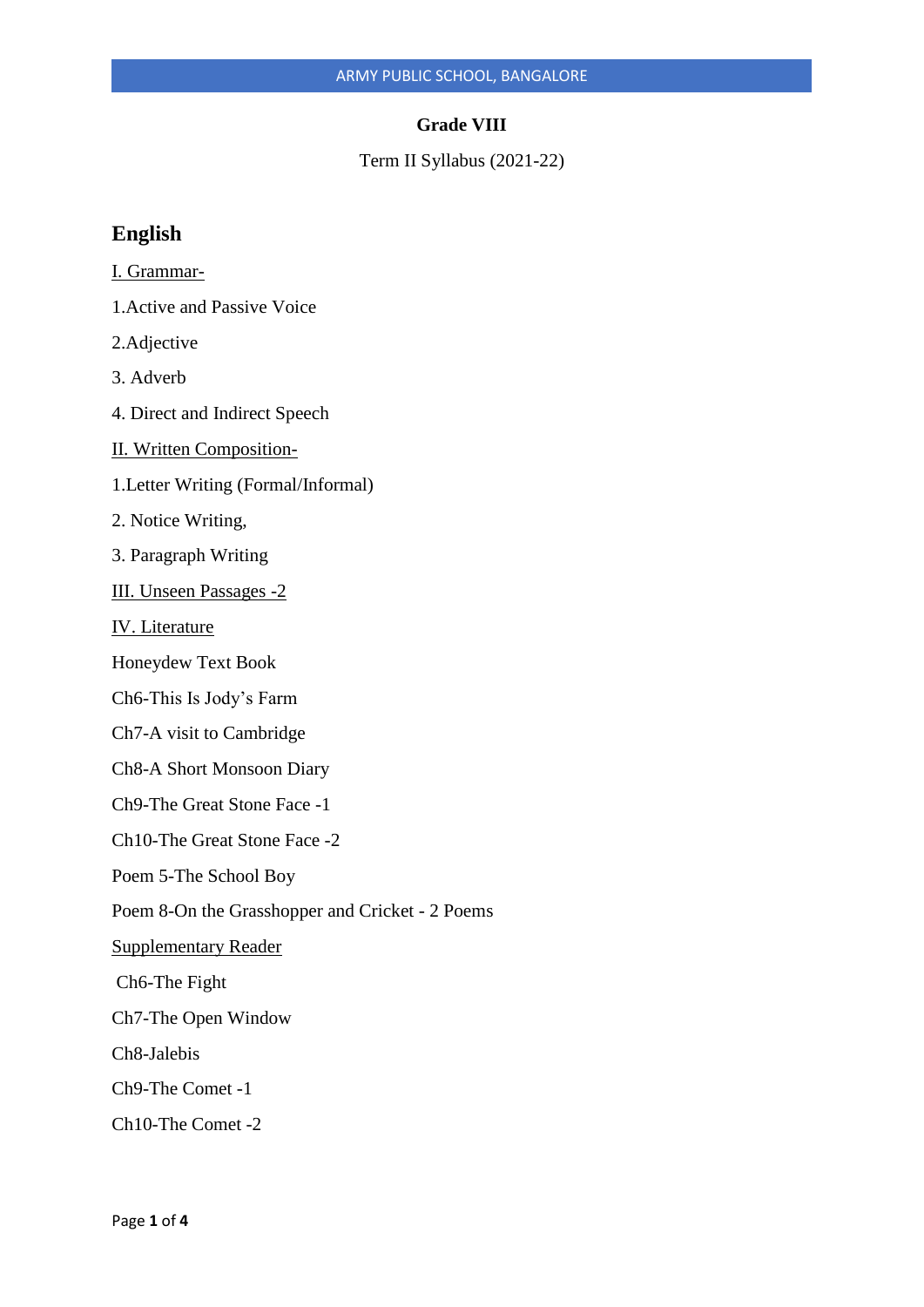**Grade VIII**

Term II Syllabus (2021-22)

## English

I. Grammar-

1.Active and Passive Voice

2.Adjective

3. Adverb

4. Direct and Indirect Speech

II. Written Composition-

1.Letter Writing (Formal/Informal)

2. Notice Writing,

3. Paragraph Writing

III. Unseen Passages -2

IV. Literature

Honeydew Text Book

Ch6-This Is Jody's Farm

Ch7-A visit to Cambridge

Ch8-A Short Monsoon Diary

Ch9-The Great Stone Face -1

Ch10-The Great Stone Face -2

Poem 5-The School Boy

Poem 8-On the Grasshopper and Cricket - 2 Poems

Supplementary Reader

Ch6-The Fight

Ch7-The Open Window

Ch8-Jalebis

Ch9-The Comet -1

Ch10-The Comet -2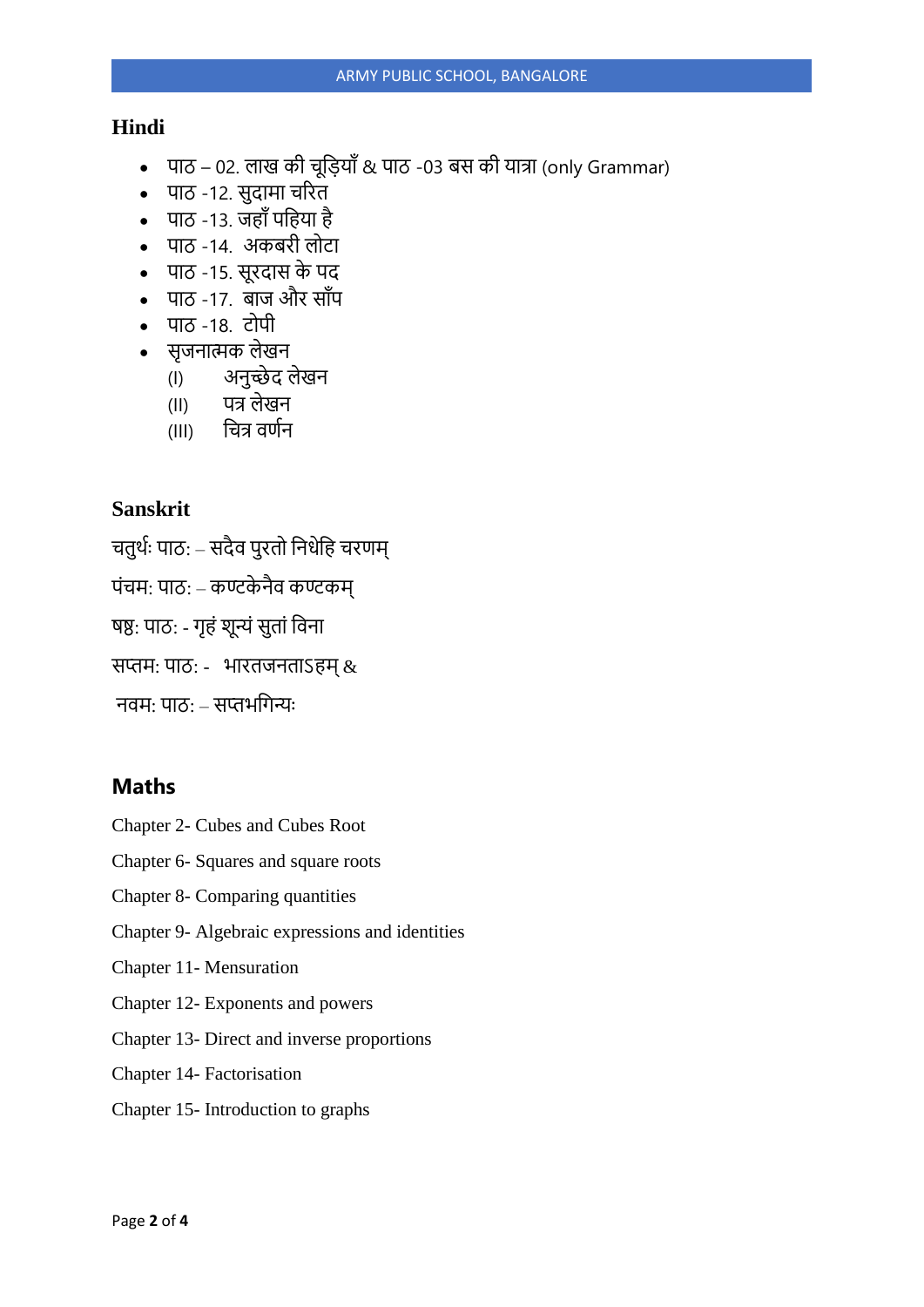## Hindi

- पाठ – 02. लाख की चूड़ियाँ & पाठ -03 बस की यात्रा (only Grammar)
- पाठ -12. सुदामा चरित
- पाठ -13. जहाँ पहिया है
- पाठ -14. अकबरी लोटा
- पाठ -15. सूरदास के पद
- पाठ -17. बाज और साँप
- पाठ -18. टोपी
- सृजनात्मक लेखन
  - (I) अनुच्छेद लेखन
  - (II) पत्र लेखन
  - (III) चित्र वर्णन

## Sanskrit

चतुर्थः पाठः – सदैव पुरतो निधेहि चरणम्

पंचमः पाठः – कण्टकेनैव कण्टकम्

षष्ठः पाठः - गृहं शून्यं सुतां विना

सप्तमः पाठः - भारतजनताऽहम् &

नवमः पाठः – सप्तभगिन्यः

## Maths

Chapter 2- Cubes and Cubes Root

Chapter 6- Squares and square roots

Chapter 8- Comparing quantities

Chapter 9- Algebraic expressions and identities

Chapter 11- Mensuration

Chapter 12- Exponents and powers

Chapter 13- Direct and inverse proportions

Chapter 14- Factorisation

Chapter 15- Introduction to graphs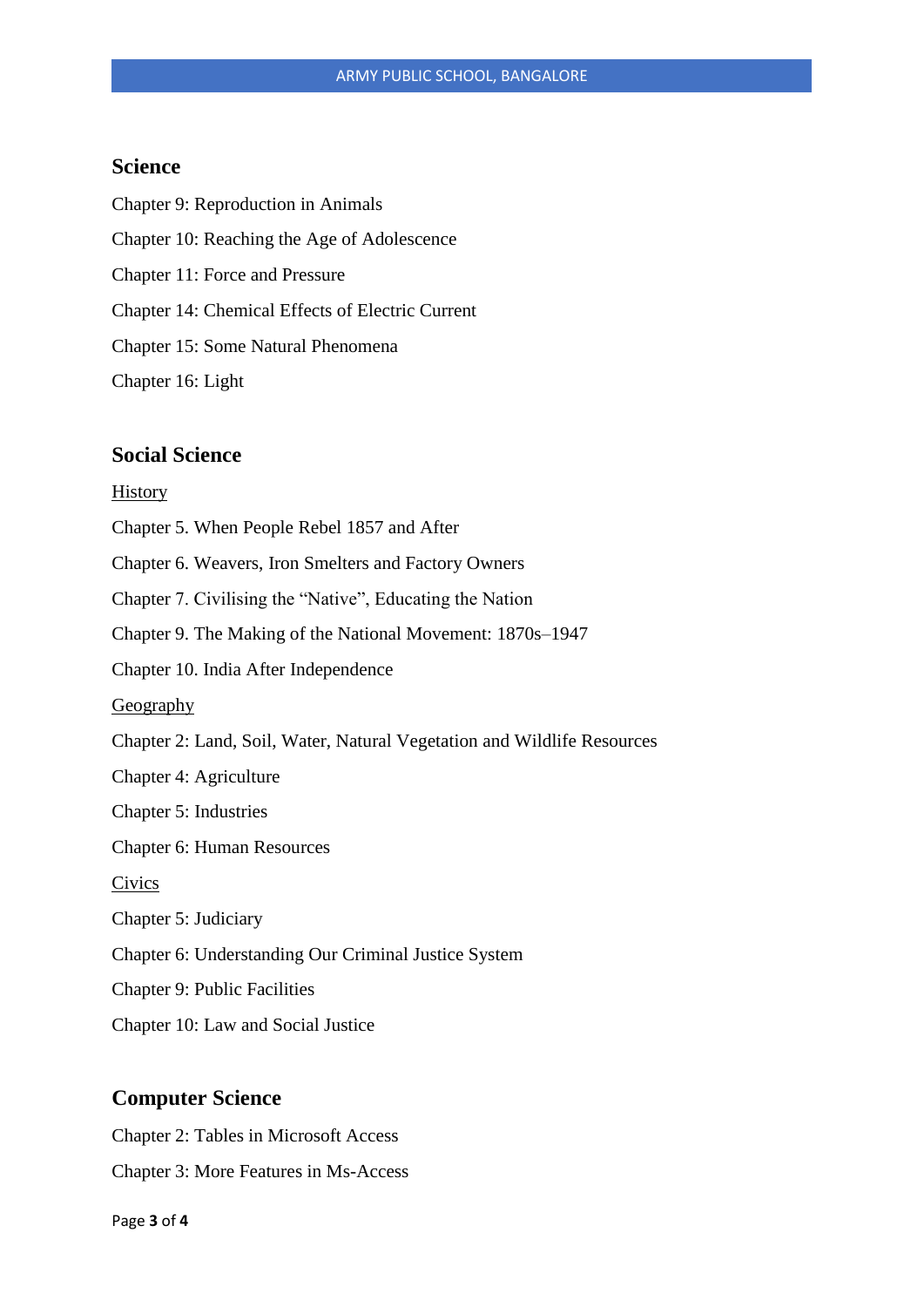## Science

Chapter 9: Reproduction in Animals

Chapter 10: Reaching the Age of Adolescence

Chapter 11: Force and Pressure

Chapter 14: Chemical Effects of Electric Current

Chapter 15: Some Natural Phenomena

Chapter 16: Light

## Social Science

<u>History</u>

Chapter 5. When People Rebel 1857 and After

Chapter 6. Weavers, Iron Smelters and Factory Owners

Chapter 7. Civilising the "Native", Educating the Nation

Chapter 9. The Making of the National Movement: 1870s–1947

Chapter 10. India After Independence

<u>Geography</u>

Chapter 2: Land, Soil, Water, Natural Vegetation and Wildlife Resources

Chapter 4: Agriculture

Chapter 5: Industries

Chapter 6: Human Resources

<u>Civics</u>

Chapter 5: Judiciary

Chapter 6: Understanding Our Criminal Justice System

Chapter 9: Public Facilities

Chapter 10: Law and Social Justice

## Computer Science

Chapter 2: Tables in Microsoft Access

Chapter 3: More Features in Ms-Access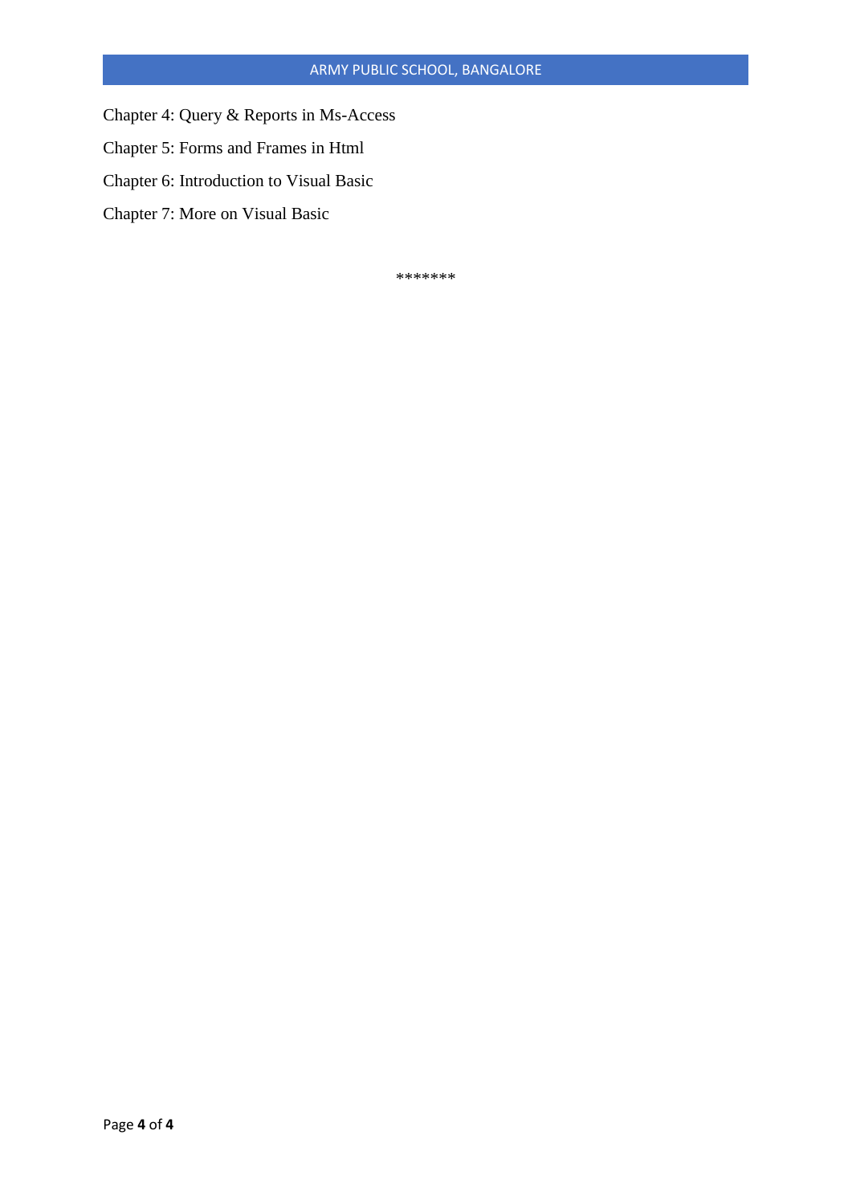Chapter 4: Query & Reports in Ms-Access

Chapter 5: Forms and Frames in Html

Chapter 6: Introduction to Visual Basic

Chapter 7: More on Visual Basic

*******